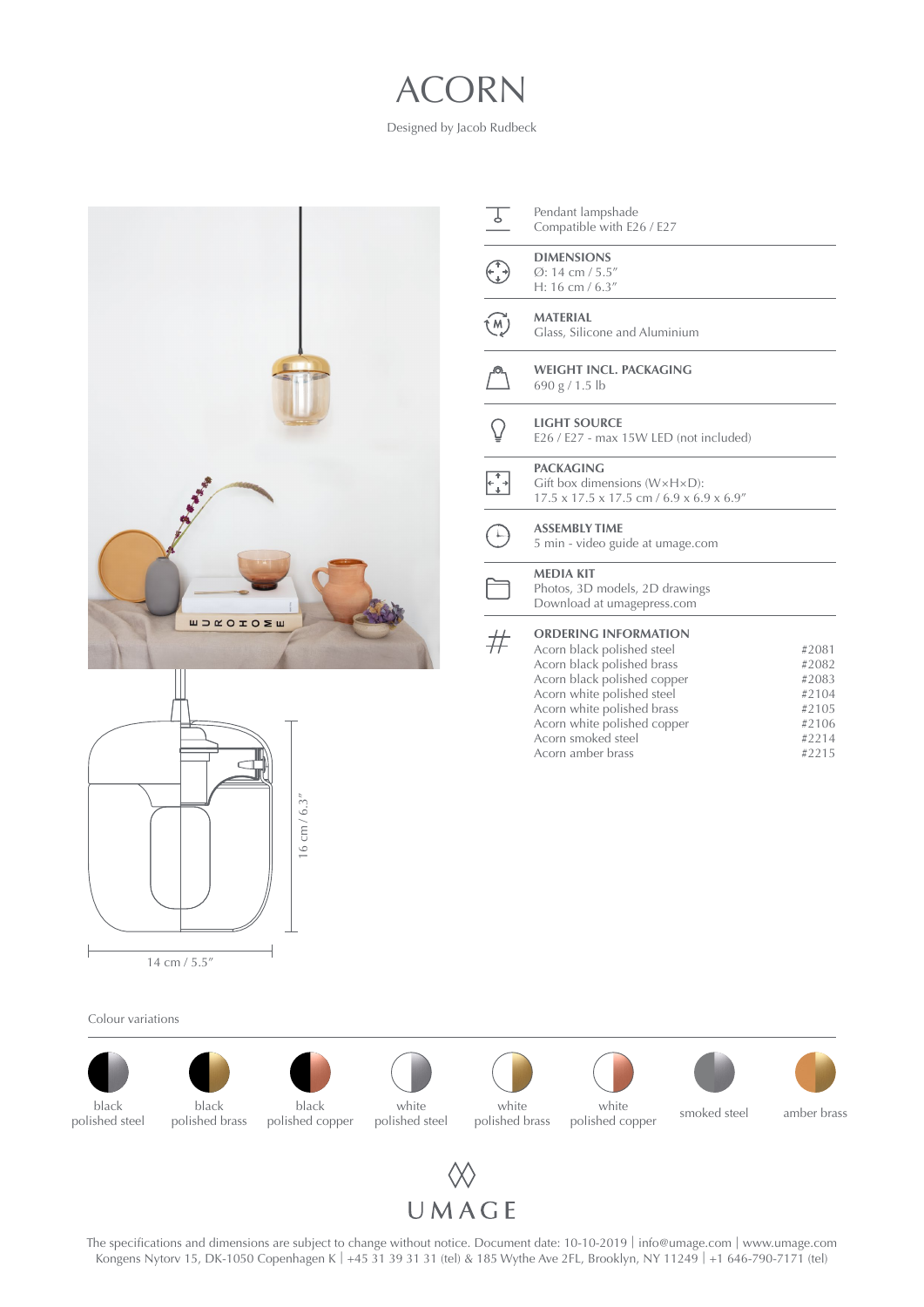# ACORN

Designed by Jacob Rudbeck

Pendant lampshade
Compatible with E26 / E27

**DIMENSIONS**
Ø: 14 cm / 5.5″
H: 16 cm / 6.3″

**MATERIAL**
Glass, Silicone and Aluminium

**WEIGHT INCL. PACKAGING**
690 g / 1.5 lb

**LIGHT SOURCE**
E26 / E27 - max 15W LED (not included)

**PACKAGING**
Gift box dimensions (W×H×D):
17.5 x 17.5 x 17.5 cm / 6.9 x 6.9 x 6.9″

**ASSEMBLY TIME**
5 min - video guide at umage.com

**MEDIA KIT**
Photos, 3D models, 2D drawings
Download at umagepress.com

**ORDERING INFORMATION**

| Product | No. |
| --- | --- |
| Acorn black polished steel | #2081 |
| Acorn black polished brass | #2082 |
| Acorn black polished copper | #2083 |
| Acorn white polished steel | #2104 |
| Acorn white polished brass | #2105 |
| Acorn white polished copper | #2106 |
| Acorn smoked steel | #2214 |
| Acorn amber brass | #2215 |

16 cm / 6.3″

14 cm / 5.5″

Colour variations

black polished steel · black polished brass · black polished copper · white polished steel · white polished brass · white polished copper · smoked steel · amber brass

UMAGE

The specifications and dimensions are subject to change without notice. Document date: 10-10-2019 | info@umage.com | www.umage.com
Kongens Nytorv 15, DK-1050 Copenhagen K | +45 31 39 31 31 (tel) & 185 Wythe Ave 2FL, Brooklyn, NY 11249 | +1 646-790-7171 (tel)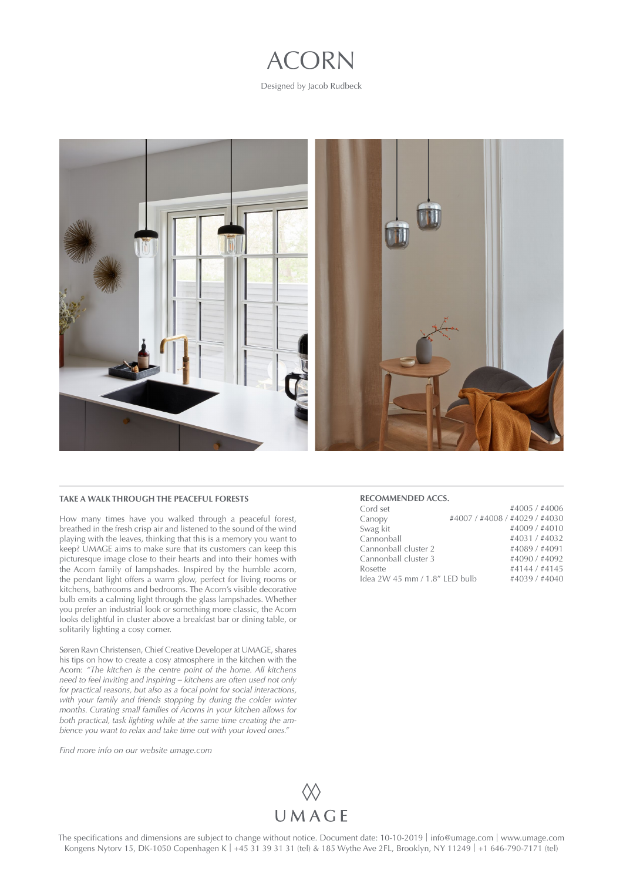# ACORN

Designed by Jacob Rudbeck

### TAKE A WALK THROUGH THE PEACEFUL FORESTS

How many times have you walked through a peaceful forest, breathed in the fresh crisp air and listened to the sound of the wind playing with the leaves, thinking that this is a memory you want to keep? UMAGE aims to make sure that its customers can keep this picturesque image close to their hearts and into their homes with the Acorn family of lampshades. Inspired by the humble acorn, the pendant light offers a warm glow, perfect for living rooms or kitchens, bathrooms and bedrooms. The Acorn's visible decorative bulb emits a calming light through the glass lampshades. Whether you prefer an industrial look or something more classic, the Acorn looks delightful in cluster above a breakfast bar or dining table, or solitarily lighting a cosy corner.

Søren Ravn Christensen, Chief Creative Developer at UMAGE, shares his tips on how to create a cosy atmosphere in the kitchen with the Acorn: *"The kitchen is the centre point of the home. All kitchens need to feel inviting and inspiring – kitchens are often used not only for practical reasons, but also as a focal point for social interactions, with your family and friends stopping by during the colder winter months. Curating small families of Acorns in your kitchen allows for both practical, task lighting while at the same time creating the ambience you want to relax and take time out with your loved ones."*

*Find more info on our website umage.com*

### RECOMMENDED ACCS.

| | |
|---|---|
| Cord set | #4005 / #4006 |
| Canopy | #4007 / #4008 / #4029 / #4030 |
| Swag kit | #4009 / #4010 |
| Cannonball | #4031 / #4032 |
| Cannonball cluster 2 | #4089 / #4091 |
| Cannonball cluster 3 | #4090 / #4092 |
| Rosette | #4144 / #4145 |
| Idea 2W 45 mm / 1.8" LED bulb | #4039 / #4040 |

UMAGE

The specifications and dimensions are subject to change without notice. Document date: 10-10-2019 | info@umage.com | www.umage.com
Kongens Nytorv 15, DK-1050 Copenhagen K | +45 31 39 31 31 (tel) & 185 Wythe Ave 2FL, Brooklyn, NY 11249 | +1 646-790-7171 (tel)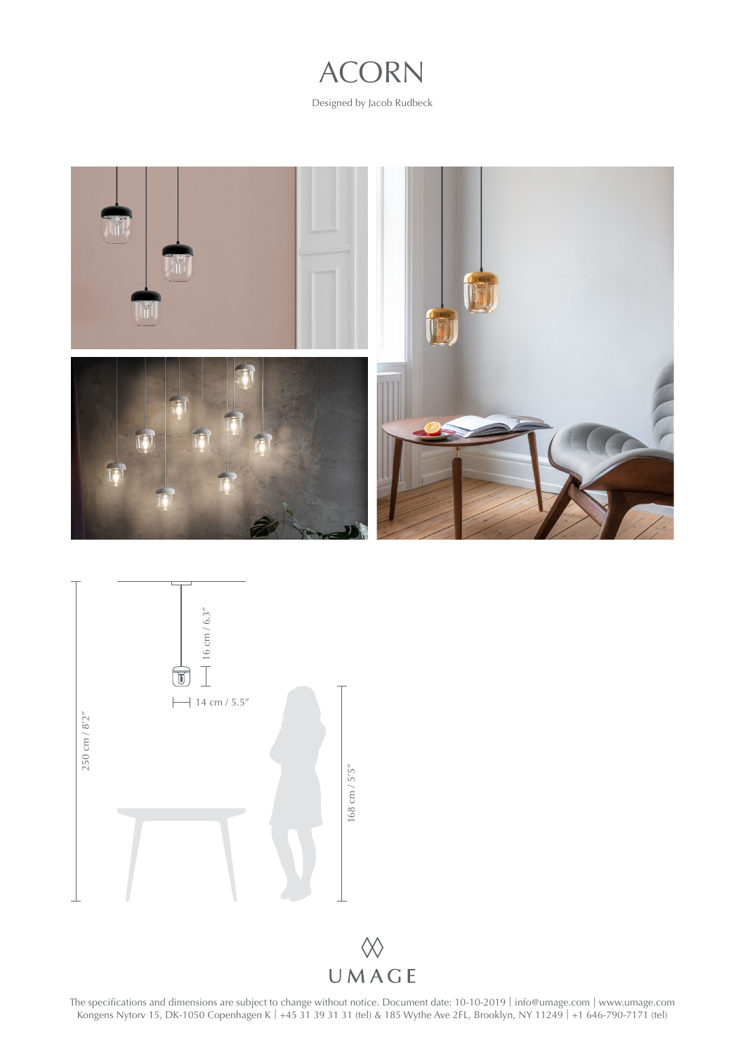# ACORN

Designed by Jacob Rudbeck

16 cm / 6.3″

14 cm / 5.5″

250 cm / 8′2″

168 cm / 5′5″

UMAGE

The specifications and dimensions are subject to change without notice. Document date: 10-10-2019 | info@umage.com | www.umage.com
Kongens Nytorv 15, DK-1050 Copenhagen K | +45 31 39 31 31 (tel) & 185 Wythe Ave 2FL, Brooklyn, NY 11249 | +1 646-790-7171 (tel)